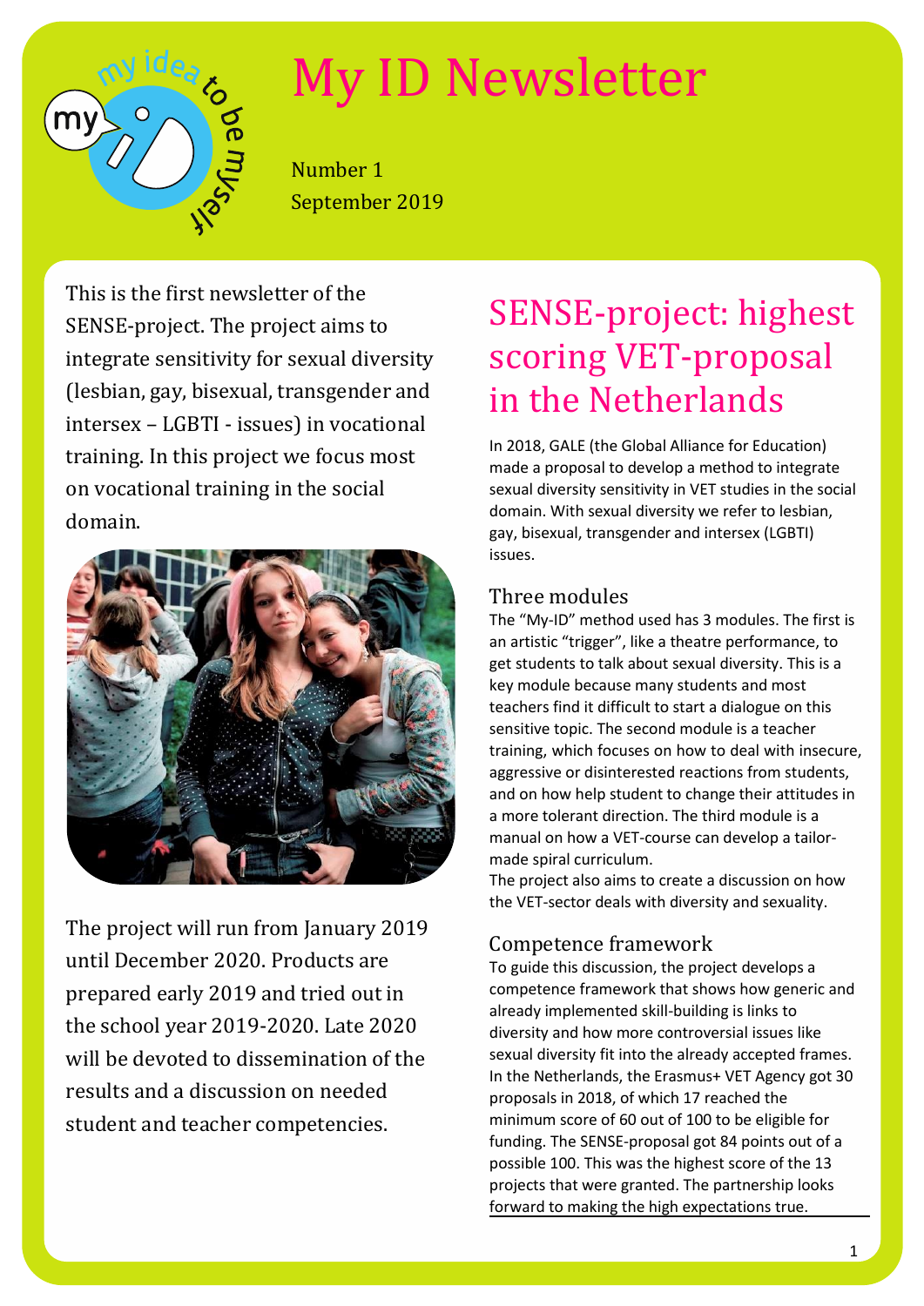# My ID Newsletter

Number 1
September 2019

This is the first newsletter of the SENSE-project. The project aims to integrate sensitivity for sexual diversity (lesbian, gay, bisexual, transgender and intersex – LGBTI - issues) in vocational training. In this project we focus most on vocational training in the social domain.

The project will run from January 2019 until December 2020. Products are prepared early 2019 and tried out in the school year 2019-2020. Late 2020 will be devoted to dissemination of the results and a discussion on needed student and teacher competencies.

## SENSE-project: highest scoring VET-proposal in the Netherlands

In 2018, GALE (the Global Alliance for Education) made a proposal to develop a method to integrate sexual diversity sensitivity in VET studies in the social domain. With sexual diversity we refer to lesbian, gay, bisexual, transgender and intersex (LGBTI) issues.

### Three modules

The "My-ID" method used has 3 modules. The first is an artistic "trigger", like a theatre performance, to get students to talk about sexual diversity. This is a key module because many students and most teachers find it difficult to start a dialogue on this sensitive topic. The second module is a teacher training, which focuses on how to deal with insecure, aggressive or disinterested reactions from students, and on how help student to change their attitudes in a more tolerant direction. The third module is a manual on how a VET-course can develop a tailor-made spiral curriculum.

The project also aims to create a discussion on how the VET-sector deals with diversity and sexuality.

### Competence framework

To guide this discussion, the project develops a competence framework that shows how generic and already implemented skill-building is links to diversity and how more controversial issues like sexual diversity fit into the already accepted frames. In the Netherlands, the Erasmus+ VET Agency got 30 proposals in 2018, of which 17 reached the minimum score of 60 out of 100 to be eligible for funding. The SENSE-proposal got 84 points out of a possible 100. This was the highest score of the 13 projects that were granted. The partnership looks forward to making the high expectations true.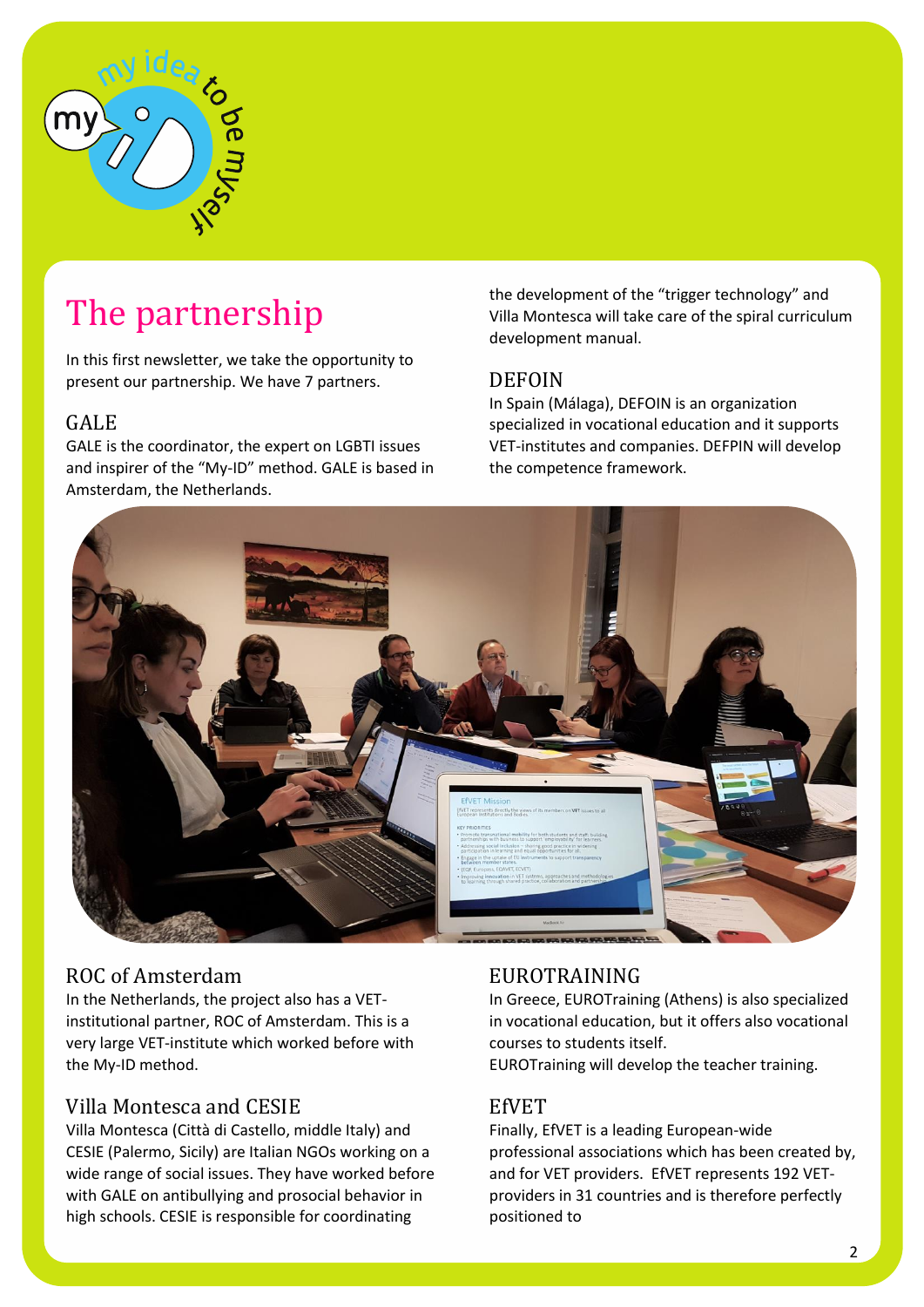# The partnership

In this first newsletter, we take the opportunity to present our partnership. We have 7 partners.

## GALE

GALE is the coordinator, the expert on LGBTI issues and inspirer of the "My-ID" method. GALE is based in Amsterdam, the Netherlands.

## ROC of Amsterdam

In the Netherlands, the project also has a VET-institutional partner, ROC of Amsterdam. This is a very large VET-institute which worked before with the My-ID method.

## Villa Montesca and CESIE

Villa Montesca (Città di Castello, middle Italy) and CESIE (Palermo, Sicily) are Italian NGOs working on a wide range of social issues. They have worked before with GALE on antibullying and prosocial behavior in high schools. CESIE is responsible for coordinating the development of the "trigger technology" and Villa Montesca will take care of the spiral curriculum development manual.

## DEFOIN

In Spain (Málaga), DEFOIN is an organization specialized in vocational education and it supports VET-institutes and companies. DEFPIN will develop the competence framework.

## EUROTRAINING

In Greece, EUROTraining (Athens) is also specialized in vocational education, but it offers also vocational courses to students itself.
EUROTraining will develop the teacher training.

## EfVET

Finally, EfVET is a leading European-wide professional associations which has been created by, and for VET providers. EfVET represents 192 VET-providers in 31 countries and is therefore perfectly positioned to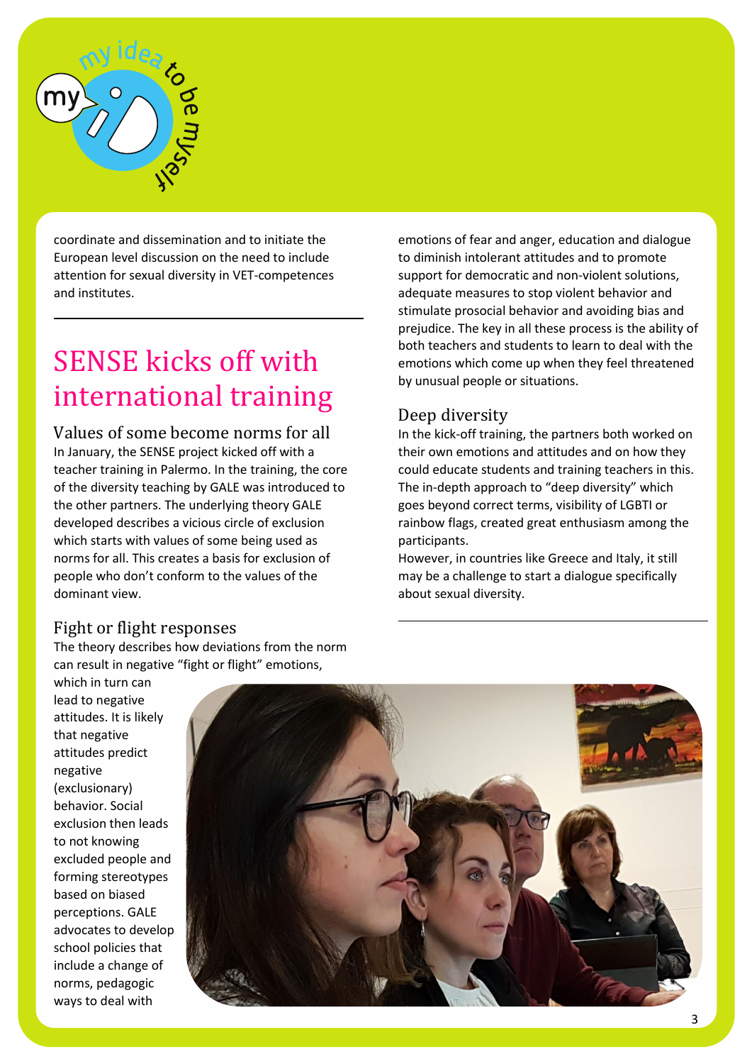coordinate and dissemination and to initiate the European level discussion on the need to include attention for sexual diversity in VET-competences and institutes.

## SENSE kicks off with international training

### Values of some become norms for all

In January, the SENSE project kicked off with a teacher training in Palermo. In the training, the core of the diversity teaching by GALE was introduced to the other partners. The underlying theory GALE developed describes a vicious circle of exclusion which starts with values of some being used as norms for all. This creates a basis for exclusion of people who don't conform to the values of the dominant view.

### Fight or flight responses

The theory describes how deviations from the norm can result in negative "fight or flight" emotions, which in turn can lead to negative attitudes. It is likely that negative attitudes predict negative (exclusionary) behavior. Social exclusion then leads to not knowing excluded people and forming stereotypes based on biased perceptions. GALE advocates to develop school policies that include a change of norms, pedagogic ways to deal with emotions of fear and anger, education and dialogue to diminish intolerant attitudes and to promote support for democratic and non-violent solutions, adequate measures to stop violent behavior and stimulate prosocial behavior and avoiding bias and prejudice. The key in all these process is the ability of both teachers and students to learn to deal with the emotions which come up when they feel threatened by unusual people or situations.

### Deep diversity

In the kick-off training, the partners both worked on their own emotions and attitudes and on how they could educate students and training teachers in this. The in-depth approach to "deep diversity" which goes beyond correct terms, visibility of LGBTI or rainbow flags, created great enthusiasm among the participants.

However, in countries like Greece and Italy, it still may be a challenge to start a dialogue specifically about sexual diversity.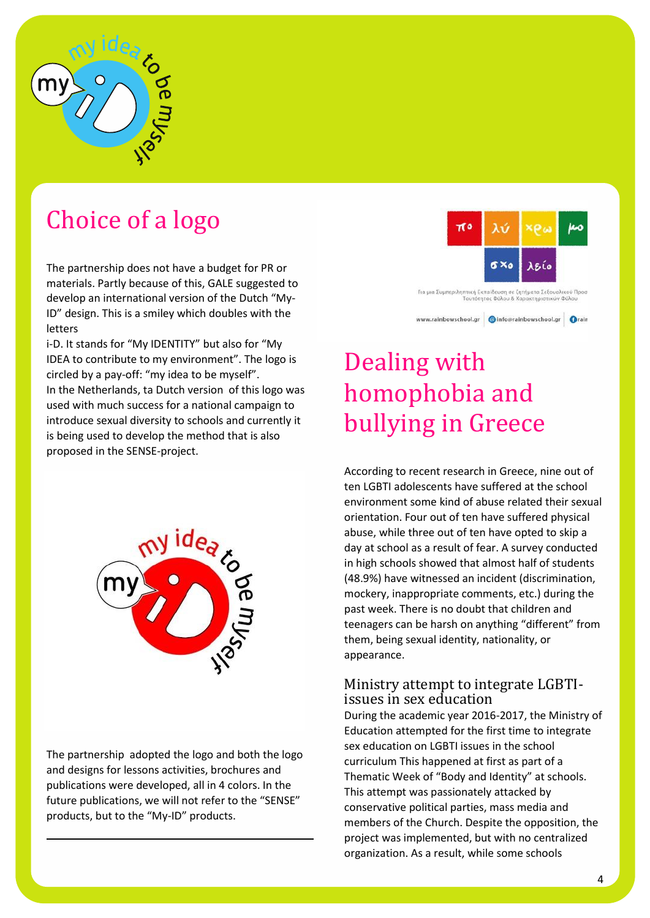## Choice of a logo

The partnership does not have a budget for PR or materials. Partly because of this, GALE suggested to develop an international version of the Dutch "My-ID" design. This is a smiley which doubles with the letters
i-D. It stands for "My IDENTITY" but also for "My IDEA to contribute to my environment". The logo is circled by a pay-off: "my idea to be myself".
In the Netherlands, ta Dutch version of this logo was used with much success for a national campaign to introduce sexual diversity to schools and currently it is being used to develop the method that is also proposed in the SENSE-project.

The partnership adopted the logo and both the logo and designs for lessons activities, brochures and publications were developed, all in 4 colors. In the future publications, we will not refer to the "SENSE" products, but to the "My-ID" products.

## Dealing with homophobia and bullying in Greece

According to recent research in Greece, nine out of ten LGBTI adolescents have suffered at the school environment some kind of abuse related their sexual orientation. Four out of ten have suffered physical abuse, while three out of ten have opted to skip a day at school as a result of fear. A survey conducted in high schools showed that almost half of students (48.9%) have witnessed an incident (discrimination, mockery, inappropriate comments, etc.) during the past week. There is no doubt that children and teenagers can be harsh on anything "different" from them, being sexual identity, nationality, or appearance.

### Ministry attempt to integrate LGBTI-issues in sex education

During the academic year 2016-2017, the Ministry of Education attempted for the first time to integrate sex education on LGBTI issues in the school curriculum This happened at first as part of a Thematic Week of "Body and Identity" at schools. This attempt was passionately attacked by conservative political parties, mass media and members of the Church. Despite the opposition, the project was implemented, but with no centralized organization. As a result, while some schools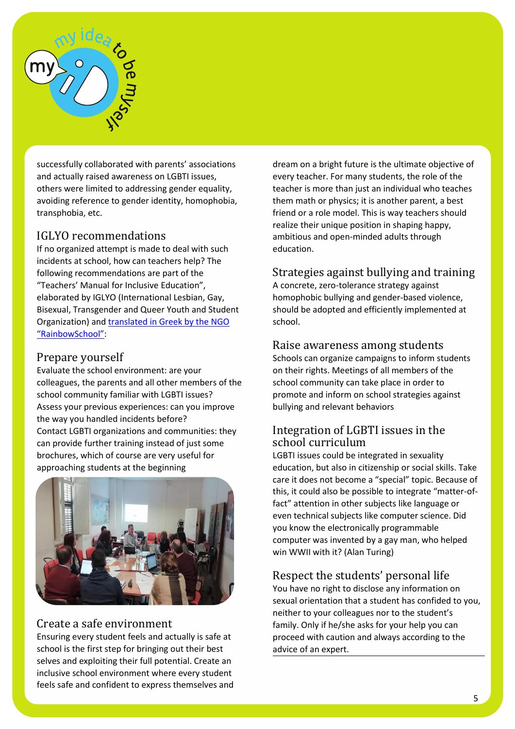successfully collaborated with parents' associations and actually raised awareness on LGBTI issues, others were limited to addressing gender equality, avoiding reference to gender identity, homophobia, transphobia, etc.

## IGLYO recommendations

If no organized attempt is made to deal with such incidents at school, how can teachers help? The following recommendations are part of the "Teachers' Manual for Inclusive Education", elaborated by IGLYO (International Lesbian, Gay, Bisexual, Transgender and Queer Youth and Student Organization) and translated in Greek by the NGO "RainbowSchool":

## Prepare yourself

Evaluate the school environment: are your colleagues, the parents and all other members of the school community familiar with LGBTI issues?
Assess your previous experiences: can you improve the way you handled incidents before?
Contact LGBTI organizations and communities: they can provide further training instead of just some brochures, which of course are very useful for approaching students at the beginning

## Create a safe environment

Ensuring every student feels and actually is safe at school is the first step for bringing out their best selves and exploiting their full potential. Create an inclusive school environment where every student feels safe and confident to express themselves and dream on a bright future is the ultimate objective of every teacher. For many students, the role of the teacher is more than just an individual who teaches them math or physics; it is another parent, a best friend or a role model. This is way teachers should realize their unique position in shaping happy, ambitious and open-minded adults through education.

## Strategies against bullying and training

A concrete, zero-tolerance strategy against homophobic bullying and gender-based violence, should be adopted and efficiently implemented at school.

## Raise awareness among students

Schools can organize campaigns to inform students on their rights. Meetings of all members of the school community can take place in order to promote and inform on school strategies against bullying and relevant behaviors

## Integration of LGBTI issues in the school curriculum

LGBTI issues could be integrated in sexuality education, but also in citizenship or social skills. Take care it does not become a "special" topic. Because of this, it could also be possible to integrate "matter-of-fact" attention in other subjects like language or even technical subjects like computer science. Did you know the electronically programmable computer was invented by a gay man, who helped win WWII with it? (Alan Turing)

## Respect the students' personal life

You have no right to disclose any information on sexual orientation that a student has confided to you, neither to your colleagues nor to the student's family. Only if he/she asks for your help you can proceed with caution and always according to the advice of an expert.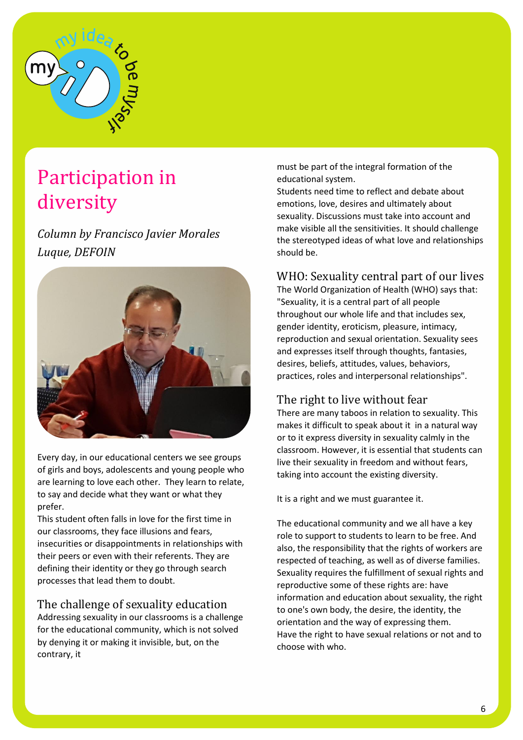# Participation in diversity

*Column by Francisco Javier Morales Luque, DEFOIN*

Every day, in our educational centers we see groups of girls and boys, adolescents and young people who are learning to love each other. They learn to relate, to say and decide what they want or what they prefer.

This student often falls in love for the first time in our classrooms, they face illusions and fears, insecurities or disappointments in relationships with their peers or even with their referents. They are defining their identity or they go through search processes that lead them to doubt.

## The challenge of sexuality education

Addressing sexuality in our classrooms is a challenge for the educational community, which is not solved by denying it or making it invisible, but, on the contrary, it must be part of the integral formation of the educational system.

Students need time to reflect and debate about emotions, love, desires and ultimately about sexuality. Discussions must take into account and make visible all the sensitivities. It should challenge the stereotyped ideas of what love and relationships should be.

## WHO: Sexuality central part of our lives

The World Organization of Health (WHO) says that: "Sexuality, it is a central part of all people throughout our whole life and that includes sex, gender identity, eroticism, pleasure, intimacy, reproduction and sexual orientation. Sexuality sees and expresses itself through thoughts, fantasies, desires, beliefs, attitudes, values, behaviors, practices, roles and interpersonal relationships".

## The right to live without fear

There are many taboos in relation to sexuality. This makes it difficult to speak about it in a natural way or to it express diversity in sexuality calmly in the classroom. However, it is essential that students can live their sexuality in freedom and without fears, taking into account the existing diversity.

It is a right and we must guarantee it.

The educational community and we all have a key role to support to students to learn to be free. And also, the responsibility that the rights of workers are respected of teaching, as well as of diverse families. Sexuality requires the fulfillment of sexual rights and reproductive some of these rights are: have information and education about sexuality, the right to one's own body, the desire, the identity, the orientation and the way of expressing them.

Have the right to have sexual relations or not and to choose with who.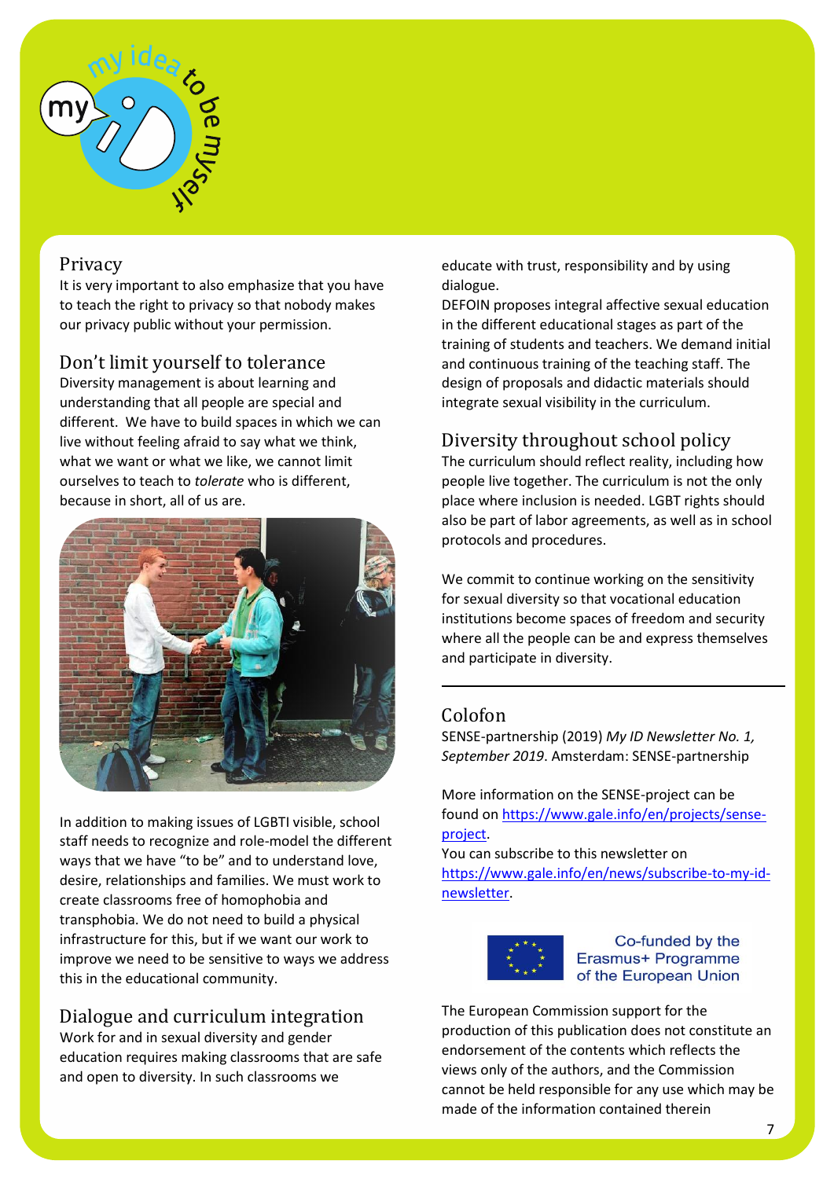## Privacy

It is very important to also emphasize that you have to teach the right to privacy so that nobody makes our privacy public without your permission.

## Don't limit yourself to tolerance

Diversity management is about learning and understanding that all people are special and different. We have to build spaces in which we can live without feeling afraid to say what we think, what we want or what we like, we cannot limit ourselves to teach to *tolerate* who is different, because in short, all of us are.

In addition to making issues of LGBTI visible, school staff needs to recognize and role-model the different ways that we have "to be" and to understand love, desire, relationships and families. We must work to create classrooms free of homophobia and transphobia. We do not need to build a physical infrastructure for this, but if we want our work to improve we need to be sensitive to ways we address this in the educational community.

## Dialogue and curriculum integration

Work for and in sexual diversity and gender education requires making classrooms that are safe and open to diversity. In such classrooms we educate with trust, responsibility and by using dialogue.

DEFOIN proposes integral affective sexual education in the different educational stages as part of the training of students and teachers. We demand initial and continuous training of the teaching staff. The design of proposals and didactic materials should integrate sexual visibility in the curriculum.

## Diversity throughout school policy

The curriculum should reflect reality, including how people live together. The curriculum is not the only place where inclusion is needed. LGBT rights should also be part of labor agreements, as well as in school protocols and procedures.

We commit to continue working on the sensitivity for sexual diversity so that vocational education institutions become spaces of freedom and security where all the people can be and express themselves and participate in diversity.

---

## Colofon

SENSE-partnership (2019) *My ID Newsletter No. 1, September 2019*. Amsterdam: SENSE-partnership

More information on the SENSE-project can be found on https://www.gale.info/en/projects/sense-project.

You can subscribe to this newsletter on https://www.gale.info/en/news/subscribe-to-my-id-newsletter.

Co-funded by the Erasmus+ Programme of the European Union

The European Commission support for the production of this publication does not constitute an endorsement of the contents which reflects the views only of the authors, and the Commission cannot be held responsible for any use which may be made of the information contained therein